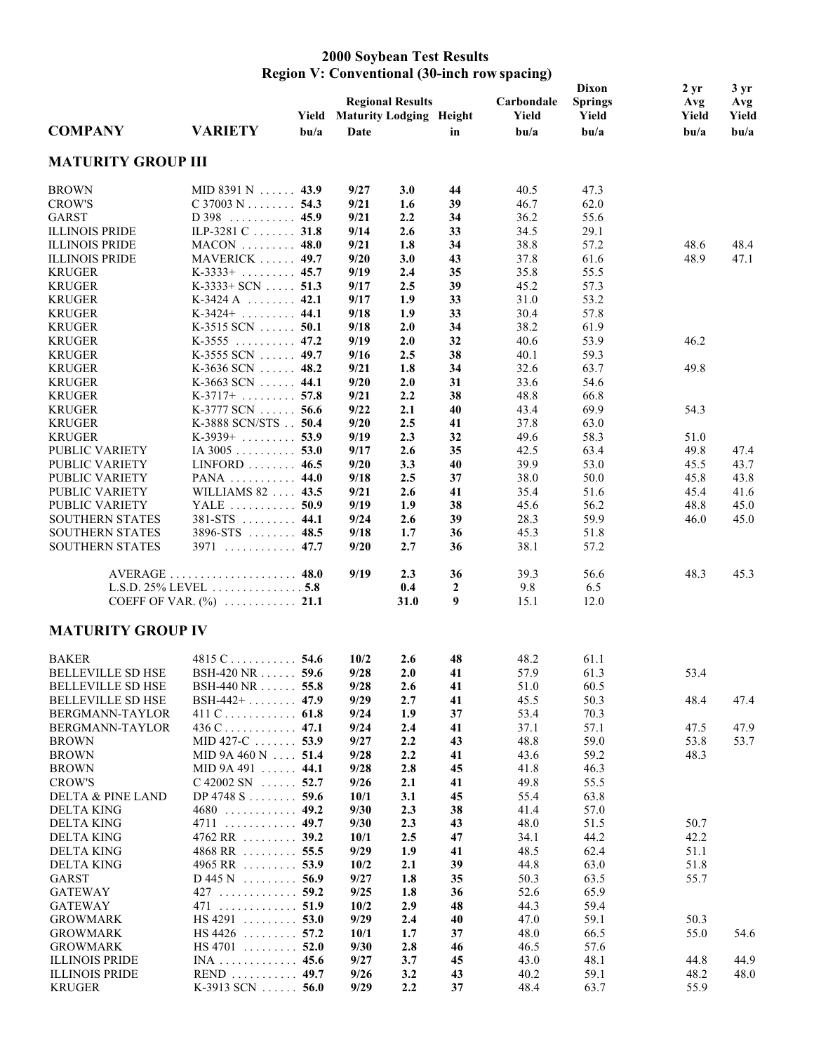# 2000 Soybean Test Results
## Region V: Conventional (30-inch row spacing)

| COMPANY | VARIETY | Regional Results Yield bu/a | Maturity Date | Lodging | Height in | Carbondale Yield bu/a | Dixon Springs Yield bu/a | 2 yr Avg Yield bu/a | 3 yr Avg Yield bu/a |
|---|---|---|---|---|---|---|---|---|---|
| **MATURITY GROUP III** | | | | | | | | | |
| BROWN | MID 8391 N | **43.9** | **9/27** | **3.0** | **44** | 40.5 | 47.3 | | |
| CROW'S | C 37003 N | **54.3** | **9/21** | **1.6** | **39** | 46.7 | 62.0 | | |
| GARST | D 398 | **45.9** | **9/21** | **2.2** | **34** | 36.2 | 55.6 | | |
| ILLINOIS PRIDE | ILP-3281 C | **31.8** | **9/14** | **2.6** | **33** | 34.5 | 29.1 | | |
| ILLINOIS PRIDE | MACON | **48.0** | **9/21** | **1.8** | **34** | 38.8 | 57.2 | 48.6 | 48.4 |
| ILLINOIS PRIDE | MAVERICK | **49.7** | **9/20** | **3.0** | **43** | 37.8 | 61.6 | 48.9 | 47.1 |
| KRUGER | K-3333+ | **45.7** | **9/19** | **2.4** | **35** | 35.8 | 55.5 | | |
| KRUGER | K-3333+ SCN | **51.3** | **9/17** | **2.5** | **39** | 45.2 | 57.3 | | |
| KRUGER | K-3424 A | **42.1** | **9/17** | **1.9** | **33** | 31.0 | 53.2 | | |
| KRUGER | K-3424+ | **44.1** | **9/18** | **1.9** | **33** | 30.4 | 57.8 | | |
| KRUGER | K-3515 SCN | **50.1** | **9/18** | **2.0** | **34** | 38.2 | 61.9 | | |
| KRUGER | K-3555 | **47.2** | **9/19** | **2.0** | **32** | 40.6 | 53.9 | 46.2 | |
| KRUGER | K-3555 SCN | **49.7** | **9/16** | **2.5** | **38** | 40.1 | 59.3 | | |
| KRUGER | K-3636 SCN | **48.2** | **9/21** | **1.8** | **34** | 32.6 | 63.7 | 49.8 | |
| KRUGER | K-3663 SCN | **44.1** | **9/20** | **2.0** | **31** | 33.6 | 54.6 | | |
| KRUGER | K-3717+ | **57.8** | **9/21** | **2.2** | **38** | 48.8 | 66.8 | | |
| KRUGER | K-3777 SCN | **56.6** | **9/22** | **2.1** | **40** | 43.4 | 69.9 | 54.3 | |
| KRUGER | K-3888 SCN/STS | **50.4** | **9/20** | **2.5** | **41** | 37.8 | 63.0 | | |
| KRUGER | K-3939+ | **53.9** | **9/19** | **2.3** | **32** | 49.6 | 58.3 | 51.0 | |
| PUBLIC VARIETY | IA 3005 | **53.0** | **9/17** | **2.6** | **35** | 42.5 | 63.4 | 49.8 | 47.4 |
| PUBLIC VARIETY | LINFORD | **46.5** | **9/20** | **3.3** | **40** | 39.9 | 53.0 | 45.5 | 43.7 |
| PUBLIC VARIETY | PANA | **44.0** | **9/18** | **2.5** | **37** | 38.0 | 50.0 | 45.8 | 43.8 |
| PUBLIC VARIETY | WILLIAMS 82 | **43.5** | **9/21** | **2.6** | **41** | 35.4 | 51.6 | 45.4 | 41.6 |
| PUBLIC VARIETY | YALE | **50.9** | **9/19** | **1.9** | **38** | 45.6 | 56.2 | 48.8 | 45.0 |
| SOUTHERN STATES | 381-STS | **44.1** | **9/24** | **2.6** | **39** | 28.3 | 59.9 | 46.0 | 45.0 |
| SOUTHERN STATES | 3896-STS | **48.5** | **9/18** | **1.7** | **36** | 45.3 | 51.8 | | |
| SOUTHERN STATES | 3971 | **47.7** | **9/20** | **2.7** | **36** | 38.1 | 57.2 | | |
| | AVERAGE | **48.0** | **9/19** | **2.3** | **36** | 39.3 | 56.6 | 48.3 | 45.3 |
| | L.S.D. 25% LEVEL | **5.8** | | **0.4** | **2** | 9.8 | 6.5 | | |
| | COEFF OF VAR. (%) | **21.1** | | **31.0** | **9** | 15.1 | 12.0 | | |
| **MATURITY GROUP IV** | | | | | | | | | |
| BAKER | 4815 C | **54.6** | **10/2** | **2.6** | **48** | 48.2 | 61.1 | | |
| BELLEVILLE SD HSE | BSH-420 NR | **59.6** | **9/28** | **2.0** | **41** | 57.9 | 61.3 | 53.4 | |
| BELLEVILLE SD HSE | BSH-440 NR | **55.8** | **9/28** | **2.6** | **41** | 51.0 | 60.5 | | |
| BELLEVILLE SD HSE | BSH-442+ | **47.9** | **9/29** | **2.7** | **41** | 45.5 | 50.3 | 48.4 | 47.4 |
| BERGMANN-TAYLOR | 411 C | **61.8** | **9/24** | **1.9** | **37** | 53.4 | 70.3 | | |
| BERGMANN-TAYLOR | 436 C | **47.1** | **9/24** | **2.4** | **41** | 37.1 | 57.1 | 47.5 | 47.9 |
| BROWN | MID 427-C | **53.9** | **9/27** | **2.2** | **43** | 48.8 | 59.0 | 53.8 | 53.7 |
| BROWN | MID 9A 460 N | **51.4** | **9/28** | **2.2** | **41** | 43.6 | 59.2 | 48.3 | |
| BROWN | MID 9A 491 | **44.1** | **9/28** | **2.8** | **45** | 41.8 | 46.3 | | |
| CROW'S | C 42002 SN | **52.7** | **9/26** | **2.1** | **41** | 49.8 | 55.5 | | |
| DELTA & PINE LAND | DP 4748 S | **59.6** | **10/1** | **3.1** | **45** | 55.4 | 63.8 | | |
| DELTA KING | 4680 | **49.2** | **9/30** | **2.3** | **38** | 41.4 | 57.0 | | |
| DELTA KING | 4711 | **49.7** | **9/30** | **2.3** | **43** | 48.0 | 51.5 | 50.7 | |
| DELTA KING | 4762 RR | **39.2** | **10/1** | **2.5** | **47** | 34.1 | 44.2 | 42.2 | |
| DELTA KING | 4868 RR | **55.5** | **9/29** | **1.9** | **41** | 48.5 | 62.4 | 51.1 | |
| DELTA KING | 4965 RR | **53.9** | **10/2** | **2.1** | **39** | 44.8 | 63.0 | 51.8 | |
| GARST | D 445 N | **56.9** | **9/27** | **1.8** | **35** | 50.3 | 63.5 | 55.7 | |
| GATEWAY | 427 | **59.2** | **9/25** | **1.8** | **36** | 52.6 | 65.9 | | |
| GATEWAY | 471 | **51.9** | **10/2** | **2.9** | **48** | 44.3 | 59.4 | | |
| GROWMARK | HS 4291 | **53.0** | **9/29** | **2.4** | **40** | 47.0 | 59.1 | 50.3 | |
| GROWMARK | HS 4426 | **57.2** | **10/1** | **1.7** | **37** | 48.0 | 66.5 | 55.0 | 54.6 |
| GROWMARK | HS 4701 | **52.0** | **9/30** | **2.8** | **46** | 46.5 | 57.6 | | |
| ILLINOIS PRIDE | INA | **45.6** | **9/27** | **3.7** | **45** | 43.0 | 48.1 | 44.8 | 44.9 |
| ILLINOIS PRIDE | REND | **49.7** | **9/26** | **3.2** | **43** | 40.2 | 59.1 | 48.2 | 48.0 |
| KRUGER | K-3913 SCN | **56.0** | **9/29** | **2.2** | **37** | 48.4 | 63.7 | 55.9 | |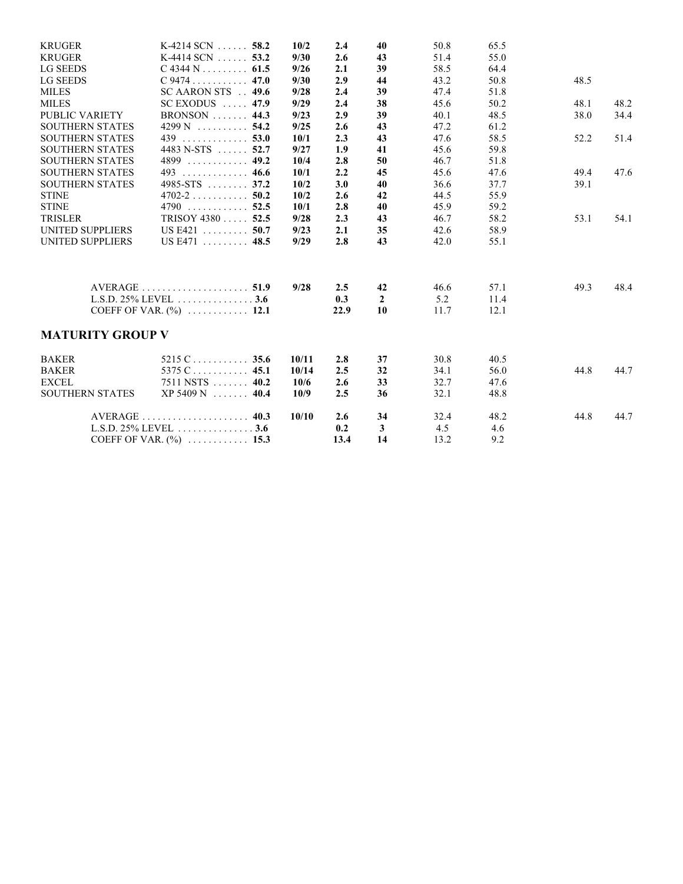| | | | | | | | | | |
|---|---|---|---|---|---|---|---|---|---|
| KRUGER | K-4214 SCN ...... **58.2** | **10/2** | **2.4** | **40** | 50.8 | 65.5 | | |
| KRUGER | K-4414 SCN ...... **53.2** | **9/30** | **2.6** | **43** | 51.4 | 55.0 | | |
| LG SEEDS | C 4344 N ......... **61.5** | **9/26** | **2.1** | **39** | 58.5 | 64.4 | | |
| LG SEEDS | C 9474 ........... **47.0** | **9/30** | **2.9** | **44** | 43.2 | 50.8 | 48.5 | |
| MILES | SC AARON STS .. **49.6** | **9/28** | **2.4** | **39** | 47.4 | 51.8 | | |
| MILES | SC EXODUS ..... **47.9** | **9/29** | **2.4** | **38** | 45.6 | 50.2 | 48.1 | 48.2 |
| PUBLIC VARIETY | BRONSON ....... **44.3** | **9/23** | **2.9** | **39** | 40.1 | 48.5 | 38.0 | 34.4 |
| SOUTHERN STATES | 4299 N .......... **54.2** | **9/25** | **2.6** | **43** | 47.2 | 61.2 | | |
| SOUTHERN STATES | 439 ............. **53.0** | **10/1** | **2.3** | **43** | 47.6 | 58.5 | 52.2 | 51.4 |
| SOUTHERN STATES | 4483 N-STS ...... **52.7** | **9/27** | **1.9** | **41** | 45.6 | 59.8 | | |
| SOUTHERN STATES | 4899 ............ **49.2** | **10/4** | **2.8** | **50** | 46.7 | 51.8 | | |
| SOUTHERN STATES | 493 ............. **46.6** | **10/1** | **2.2** | **45** | 45.6 | 47.6 | 49.4 | 47.6 |
| SOUTHERN STATES | 4985-STS ........ **37.2** | **10/2** | **3.0** | **40** | 36.6 | 37.7 | 39.1 | |
| STINE | 4702-2 ........... **50.2** | **10/2** | **2.6** | **42** | 44.5 | 55.9 | | |
| STINE | 4790 ............ **52.5** | **10/1** | **2.8** | **40** | 45.9 | 59.2 | | |
| TRISLER | TRISOY 4380 ..... **52.5** | **9/28** | **2.3** | **43** | 46.7 | 58.2 | 53.1 | 54.1 |
| UNITED SUPPLIERS | US E421 ......... **50.7** | **9/23** | **2.1** | **35** | 42.6 | 58.9 | | |
| UNITED SUPPLIERS | US E471 ......... **48.5** | **9/29** | **2.8** | **43** | 42.0 | 55.1 | | |
| | AVERAGE ..................... **51.9** | **9/28** | **2.5** | **42** | 46.6 | 57.1 | 49.3 | 48.4 |
| | L.S.D. 25% LEVEL ............... **3.6** | | **0.3** | **2** | 5.2 | 11.4 | | |
| | COEFF OF VAR. (%) ............ **12.1** | | **22.9** | **10** | 11.7 | 12.1 | | |

## MATURITY GROUP V

| | | | | | | | | |
|---|---|---|---|---|---|---|---|---|
| BAKER | 5215 C ........... **35.6** | **10/11** | **2.8** | **37** | 30.8 | 40.5 | | |
| BAKER | 5375 C ........... **45.1** | **10/14** | **2.5** | **32** | 34.1 | 56.0 | 44.8 | 44.7 |
| EXCEL | 7511 NSTS ....... **40.2** | **10/6** | **2.6** | **33** | 32.7 | 47.6 | | |
| SOUTHERN STATES | XP 5409 N ....... **40.4** | **10/9** | **2.5** | **36** | 32.1 | 48.8 | | |
| | AVERAGE ..................... **40.3** | **10/10** | **2.6** | **34** | 32.4 | 48.2 | 44.8 | 44.7 |
| | L.S.D. 25% LEVEL ............... **3.6** | | **0.2** | **3** | 4.5 | 4.6 | | |
| | COEFF OF VAR. (%) ............ **15.3** | | **13.4** | **14** | 13.2 | 9.2 | | |